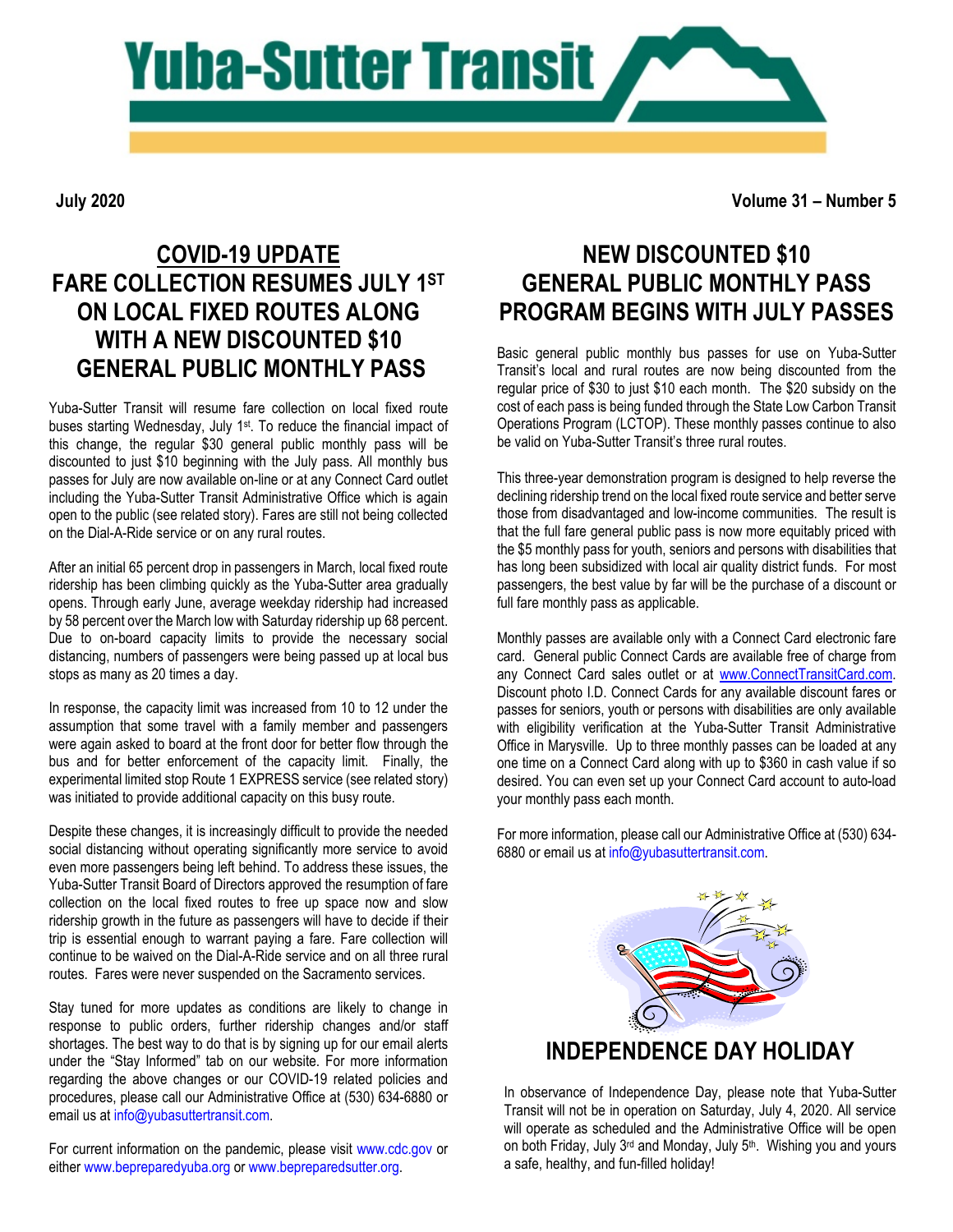# Yuba-Sutter Transit

**July 2020** **Volume 31 – Number 5**

## COVID-19 UPDATE
## FARE COLLECTION RESUMES JULY 1ST ON LOCAL FIXED ROUTES ALONG WITH A NEW DISCOUNTED $10 GENERAL PUBLIC MONTHLY PASS

Yuba-Sutter Transit will resume fare collection on local fixed route buses starting Wednesday, July 1st. To reduce the financial impact of this change, the regular $30 general public monthly pass will be discounted to just $10 beginning with the July pass. All monthly bus passes for July are now available on-line or at any Connect Card outlet including the Yuba-Sutter Transit Administrative Office which is again open to the public (see related story). Fares are still not being collected on the Dial-A-Ride service or on any rural routes.

After an initial 65 percent drop in passengers in March, local fixed route ridership has been climbing quickly as the Yuba-Sutter area gradually opens. Through early June, average weekday ridership had increased by 58 percent over the March low with Saturday ridership up 68 percent. Due to on-board capacity limits to provide the necessary social distancing, numbers of passengers were being passed up at local bus stops as many as 20 times a day.

In response, the capacity limit was increased from 10 to 12 under the assumption that some travel with a family member and passengers were again asked to board at the front door for better flow through the bus and for better enforcement of the capacity limit. Finally, the experimental limited stop Route 1 EXPRESS service (see related story) was initiated to provide additional capacity on this busy route.

Despite these changes, it is increasingly difficult to provide the needed social distancing without operating significantly more service to avoid even more passengers being left behind. To address these issues, the Yuba-Sutter Transit Board of Directors approved the resumption of fare collection on the local fixed routes to free up space now and slow ridership growth in the future as passengers will have to decide if their trip is essential enough to warrant paying a fare. Fare collection will continue to be waived on the Dial-A-Ride service and on all three rural routes. Fares were never suspended on the Sacramento services.

Stay tuned for more updates as conditions are likely to change in response to public orders, further ridership changes and/or staff shortages. The best way to do that is by signing up for our email alerts under the "Stay Informed" tab on our website. For more information regarding the above changes or our COVID-19 related policies and procedures, please call our Administrative Office at (530) 634-6880 or email us at info@yubasuttertransit.com.

For current information on the pandemic, please visit www.cdc.gov or either www.bepreparedyuba.org or www.bepreparedsutter.org.

## NEW DISCOUNTED $10 GENERAL PUBLIC MONTHLY PASS PROGRAM BEGINS WITH JULY PASSES

Basic general public monthly bus passes for use on Yuba-Sutter Transit's local and rural routes are now being discounted from the regular price of $30 to just $10 each month. The $20 subsidy on the cost of each pass is being funded through the State Low Carbon Transit Operations Program (LCTOP). These monthly passes continue to also be valid on Yuba-Sutter Transit's three rural routes.

This three-year demonstration program is designed to help reverse the declining ridership trend on the local fixed route service and better serve those from disadvantaged and low-income communities. The result is that the full fare general public pass is now more equitably priced with the $5 monthly pass for youth, seniors and persons with disabilities that has long been subsidized with local air quality district funds. For most passengers, the best value by far will be the purchase of a discount or full fare monthly pass as applicable.

Monthly passes are available only with a Connect Card electronic fare card. General public Connect Cards are available free of charge from any Connect Card sales outlet or at www.ConnectTransitCard.com. Discount photo I.D. Connect Cards for any available discount fares or passes for seniors, youth or persons with disabilities are only available with eligibility verification at the Yuba-Sutter Transit Administrative Office in Marysville. Up to three monthly passes can be loaded at any one time on a Connect Card along with up to $360 in cash value if so desired. You can even set up your Connect Card account to auto-load your monthly pass each month.

For more information, please call our Administrative Office at (530) 634-6880 or email us at info@yubasuttertransit.com.

## INDEPENDENCE DAY HOLIDAY

In observance of Independence Day, please note that Yuba-Sutter Transit will not be in operation on Saturday, July 4, 2020. All service will operate as scheduled and the Administrative Office will be open on both Friday, July 3rd and Monday, July 5th. Wishing you and yours a safe, healthy, and fun-filled holiday!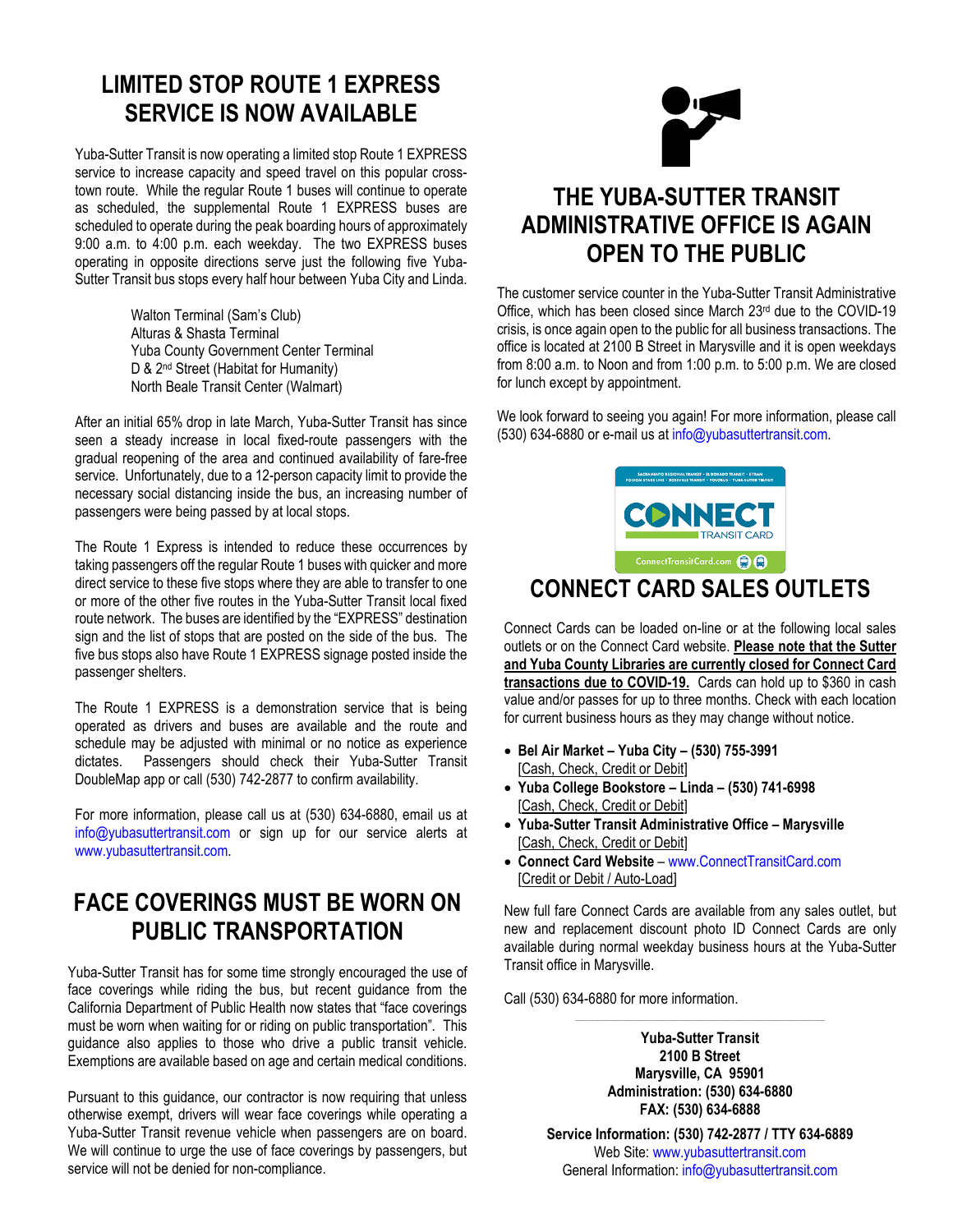## LIMITED STOP ROUTE 1 EXPRESS SERVICE IS NOW AVAILABLE

Yuba-Sutter Transit is now operating a limited stop Route 1 EXPRESS service to increase capacity and speed travel on this popular cross-town route. While the regular Route 1 buses will continue to operate as scheduled, the supplemental Route 1 EXPRESS buses are scheduled to operate during the peak boarding hours of approximately 9:00 a.m. to 4:00 p.m. each weekday. The two EXPRESS buses operating in opposite directions serve just the following five Yuba-Sutter Transit bus stops every half hour between Yuba City and Linda.

Walton Terminal (Sam's Club)
Alturas & Shasta Terminal
Yuba County Government Center Terminal
D & 2nd Street (Habitat for Humanity)
North Beale Transit Center (Walmart)

After an initial 65% drop in late March, Yuba-Sutter Transit has since seen a steady increase in local fixed-route passengers with the gradual reopening of the area and continued availability of fare-free service. Unfortunately, due to a 12-person capacity limit to provide the necessary social distancing inside the bus, an increasing number of passengers were being passed by at local stops.

The Route 1 Express is intended to reduce these occurrences by taking passengers off the regular Route 1 buses with quicker and more direct service to these five stops where they are able to transfer to one or more of the other five routes in the Yuba-Sutter Transit local fixed route network. The buses are identified by the "EXPRESS" destination sign and the list of stops that are posted on the side of the bus. The five bus stops also have Route 1 EXPRESS signage posted inside the passenger shelters.

The Route 1 EXPRESS is a demonstration service that is being operated as drivers and buses are available and the route and schedule may be adjusted with minimal or no notice as experience dictates. Passengers should check their Yuba-Sutter Transit DoubleMap app or call (530) 742-2877 to confirm availability.

For more information, please call us at (530) 634-6880, email us at info@yubasuttertransit.com or sign up for our service alerts at www.yubasuttertransit.com.

## FACE COVERINGS MUST BE WORN ON PUBLIC TRANSPORTATION

Yuba-Sutter Transit has for some time strongly encouraged the use of face coverings while riding the bus, but recent guidance from the California Department of Public Health now states that "face coverings must be worn when waiting for or riding on public transportation". This guidance also applies to those who drive a public transit vehicle. Exemptions are available based on age and certain medical conditions.

Pursuant to this guidance, our contractor is now requiring that unless otherwise exempt, drivers will wear face coverings while operating a Yuba-Sutter Transit revenue vehicle when passengers are on board. We will continue to urge the use of face coverings by passengers, but service will not be denied for non-compliance.

## THE YUBA-SUTTER TRANSIT ADMINISTRATIVE OFFICE IS AGAIN OPEN TO THE PUBLIC

The customer service counter in the Yuba-Sutter Transit Administrative Office, which has been closed since March 23rd due to the COVID-19 crisis, is once again open to the public for all business transactions. The office is located at 2100 B Street in Marysville and it is open weekdays from 8:00 a.m. to Noon and from 1:00 p.m. to 5:00 p.m. We are closed for lunch except by appointment.

We look forward to seeing you again! For more information, please call (530) 634-6880 or e-mail us at info@yubasuttertransit.com.

## CONNECT CARD SALES OUTLETS

Connect Cards can be loaded on-line or at the following local sales outlets or on the Connect Card website. **Please note that the Sutter and Yuba County Libraries are currently closed for Connect Card transactions due to COVID-19.** Cards can hold up to $360 in cash value and/or passes for up to three months. Check with each location for current business hours as they may change without notice.

- **Bel Air Market – Yuba City – (530) 755-3991**
  [Cash, Check, Credit or Debit]
- **Yuba College Bookstore – Linda – (530) 741-6998**
  [Cash, Check, Credit or Debit]
- **Yuba-Sutter Transit Administrative Office – Marysville**
  [Cash, Check, Credit or Debit]
- **Connect Card Website** – www.ConnectTransitCard.com
  [Credit or Debit / Auto-Load]

New full fare Connect Cards are available from any sales outlet, but new and replacement discount photo ID Connect Cards are only available during normal weekday business hours at the Yuba-Sutter Transit office in Marysville.

Call (530) 634-6880 for more information.

**Yuba-Sutter Transit**
**2100 B Street**
**Marysville, CA 95901**
**Administration: (530) 634-6880**
**FAX: (530) 634-6888**

**Service Information: (530) 742-2877 / TTY 634-6889**
Web Site: www.yubasuttertransit.com
General Information: info@yubasuttertransit.com